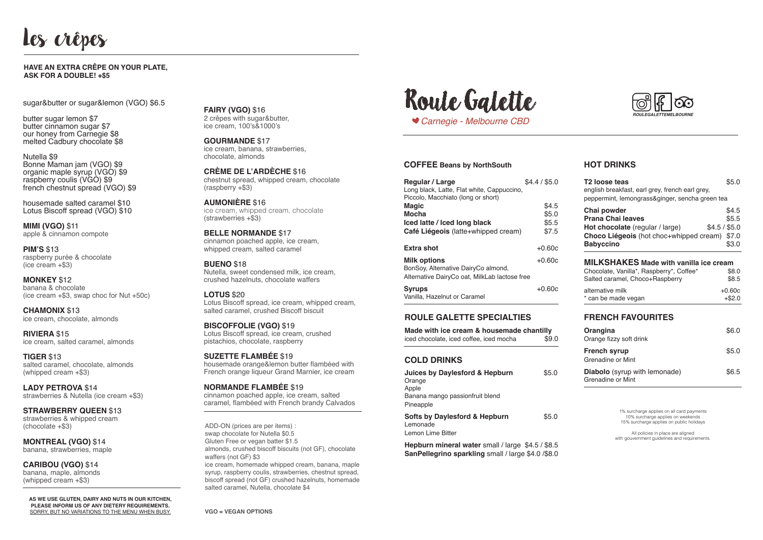# Les crêpes

**HAVE AN EXTRA CRÊPE ON YOUR PLATE, ASK FOR A DOUBLE! +$5**

sugar&butter or sugar&lemon (VGO) $6.5

butter sugar lemon $7
butter cinnamon sugar $7
our honey from Carnegie $8
melted Cadbury chocolate $8

Nutella $9
Bonne Maman jam (VGO) $9
organic maple syrup (VGO) $9
raspberry coulis (VGO) $9
french chestnut spread (VGO) $9

housemade salted caramel $10
Lotus Biscoff spread (VGO) $10

**MIMI (VGO)** $11
apple & cinnamon compote

**PIM'S** $13
raspberry purée & chocolate
(ice cream +$3)

**MONKEY** $12
banana & chocolate
(ice cream +$3, swap choc for Nut +50c)

**CHAMONIX** $13
ice cream, chocolate, almonds

**RIVIERA** $15
ice cream, salted caramel, almonds

**TIGER** $13
salted caramel, chocolate, almonds
(whipped cream +$3)

**LADY PETROVA** $14
strawberries & Nutella (ice cream +$3)

**STRAWBERRY QUEEN** $13
strawberries & whipped cream
(chocolate +$3)

**MONTREAL (VGO)** $14
banana, strawberries, maple

**CARIBOU (VGO)** $14
banana, maple, almonds
(whipped cream +$3)

**AS WE USE GLUTEN, DAIRY AND NUTS IN OUR KITCHEN, PLEASE INFORM US OF ANY DIETERY REQUIREMENTS.**
SORRY, BUT NO VARIATIONS TO THE MENU WHEN BUSY.

**FAIRY (VGO)** $16
2 crêpes with sugar&butter,
ice cream, 100's&1000's

**GOURMANDE** $17
ice cream, banana, strawberries,
chocolate, almonds

**CRÈME DE L'ARDÈCHE** $16
chestnut spread, whipped cream, chocolate
(raspberry +$3)

**AUMONIÈRE** $16
ice cream, whipped cream, chocolate
(strawberries +$3)

**BELLE NORMANDE** $17
cinnamon poached apple, ice cream,
whipped cream, salted caramel

**BUENO** $18
Nutella, sweet condensed milk, ice cream,
crushed hazelnuts, chocolate waffers

**LOTUS** $20
Lotus Biscoff spread, ice cream, whipped cream,
salted caramel, crushed Biscoff biscuit

**BISCOFFOLIE (VGO)** $19
Lotus Biscoff spread, ice cream, crushed
pistachios, chocolate, raspberry

**SUZETTE FLAMBÉE** $19
housemade orange&lemon butter flambéed with
French orange liqueur Grand Marnier, ice cream

**NORMANDE FLAMBÉE** $19
cinnamon poached apple, ice cream, salted
caramel, flambéed with French brandy Calvados

ADD-ON (prices are per items) :
swap chocolate for Nutella $0.5
Gluten Free or vegan batter $1.5
almonds, crushed biscoff biscuits (not GF), chocolate waffers (not GF) $3
ice cream, homemade whipped cream, banana, maple syrup, raspberry coulis, strawberries, chestnut spread, biscoff spread (not GF) crushed hazelnuts, homemade salted caramel, Nutella, chocolate $4

**VGO = VEGAN OPTIONS**

# Roule Galette

*Carnegie - Melbourne CBD*

ROULEGALETTEMELBOURNE

## COFFEE Beans by NorthSouth

| | |
|---|---|
| **Regular / Large**<br>Long black, Latte, Flat white, Cappuccino, Piccolo, Macchiato (long or short) | $4.4 / $5.0 |
| **Magic** | $4.5 |
| **Mocha** | $5.0 |
| **Iced latte / Iced long black** | $5.5 |
| **Café Liégeois** (latte+whipped cream) | $7.5 |
| **Extra shot** | +0.60c |
| **Milk options**<br>BonSoy, Alternative DairyCo almond, Alternative DairyCo oat, MilkLab lactose free | +0.60c |
| **Syrups**<br>Vanilla, Hazelnut or Caramel | +0.60c |

## ROULE GALETTE SPECIALTIES

**Made with ice cream & housemade chantilly**
iced chocolate, iced coffee, iced mocha $9.0

## COLD DRINKS

| | |
|---|---|
| **Juices by Daylesford & Hepburn**<br>Orange<br>Apple<br>Banana mango passionfruit blend<br>Pineapple | $5.0 |
| **Softs by Daylesford & Hepburn**<br>Lemonade<br>Lemon Lime Bitter | $5.0 |

**Hepburn mineral water** small / large $4.5 / $8.5
**SanPellegrino sparkling** small / large $4.0 /$8.0

## HOT DRINKS

| | |
|---|---|
| **T2 loose teas**<br>english breakfast, earl grey, french earl grey, peppermint, lemongrass&ginger, sencha green tea | $5.0 |
| **Chai powder** | $4.5 |
| **Prana Chai leaves** | $5.5 |
| **Hot chocolate** (regular / large) | $4.5 / $5.0 |
| **Choco Liégeois** (hot choc+whipped cream) | $7.0 |
| **Babyccino** | $3.0 |

## MILKSHAKES Made with vanilla ice cream

| | |
|---|---|
| Chocolate, Vanilla*, Raspberry*, Coffee* | $8.0 |
| Salted caramel, Choco+Raspberry | $8.5 |
| alternative milk | +0.60c |
| * can be made vegan | +$2.0 |

## FRENCH FAVOURITES

| | |
|---|---|
| **Orangina**<br>Orange fizzy soft drink | $6.0 |
| **French syrup**<br>Grenadine or Mint | $5.0 |
| **Diabolo** (syrup with lemonade)<br>Grenadine or Mint | $6.5 |

1% surcharge applies on all card payments
10% surcharge applies on weekends
15% surcharge applies on public holidays

All policies in place are aligned
with gouvernment guidelines and requirements.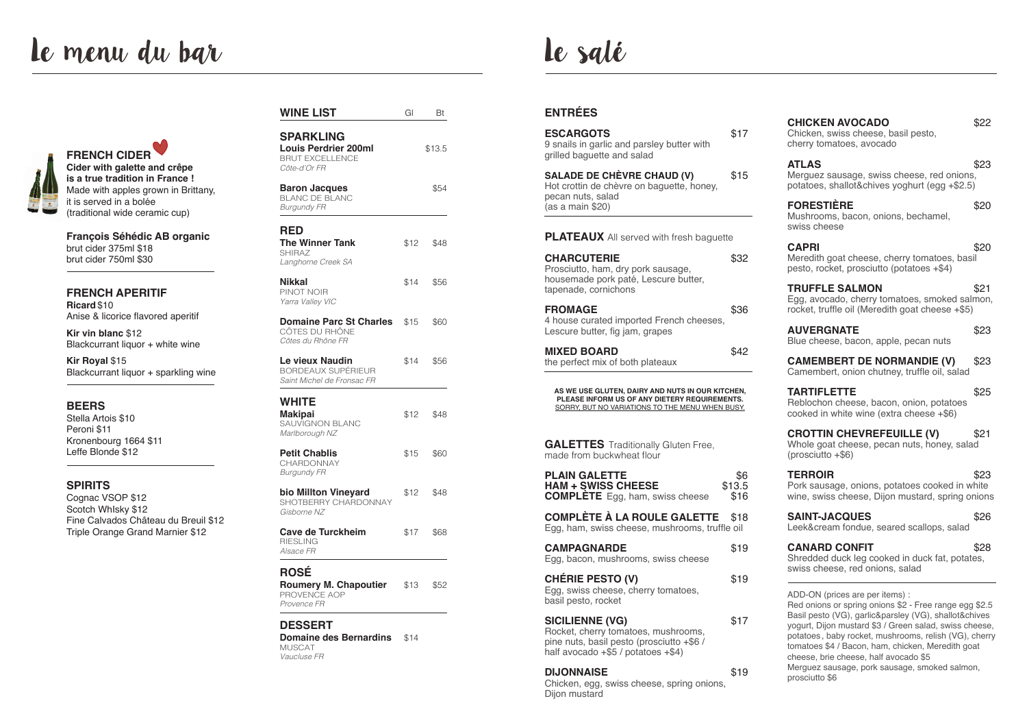# Le menu du bar

## FRENCH CIDER

**Cider with galette and crêpe is a true tradition in France !**
Made with apples grown in Brittany, it is served in a bolée (traditional wide ceramic cup)

**François Séhédic AB organic**
brut cider 375ml $18
brut cider 750ml $30

## FRENCH APERITIF

**Ricard** $10
Anise & licorice flavored aperitif

**Kir vin blanc** $12
Blackcurrant liquor + white wine

**Kir Royal** $15
Blackcurrant liquor + sparkling wine

## BEERS

Stella Artois $10
Peroni $11
Kronenbourg 1664 $11
Leffe Blonde $12

## SPIRITS

Cognac VSOP $12
Scotch WhIsky $12
Fine Calvados Château du Breuil $12
Triple Orange Grand Marnier $12

## WINE LIST

| WINE LIST | Gl | Bt |
|---|---|---|
| **SPARKLING** | | |
| **Louis Perdrier 200ml** BRUT EXCELLENCE *Côte-d'Or FR* | | $13.5 |
| **Baron Jacques** BLANC DE BLANC *Burgundy FR* | | $54 |
| **RED** | | |
| **The Winner Tank** SHIRAZ *Langhorne Creek SA* | $12 | $48 |
| **Nikkal** PINOT NOIR *Yarra Valley VIC* | $14 | $56 |
| **Domaine Parc St Charles** CÔTES DU RHÔNE *Côtes du Rhône FR* | $15 | $60 |
| **Le vieux Naudin** BORDEAUX SUPÉRIEUR *Saint Michel de Fronsac FR* | $14 | $56 |
| **WHITE** | | |
| **Makipai** SAUVIGNON BLANC *Marlborough NZ* | $12 | $48 |
| **Petit Chablis** CHARDONNAY *Burgundy FR* | $15 | $60 |
| **bio Millton Vineyard** SHOTBERRY CHARDONNAY *Gisborne NZ* | $12 | $48 |
| **Cave de Turckheim** RIESLING *Alsace FR* | $17 | $68 |
| **ROSÉ** | | |
| **Roumery M. Chapoutier** PROVENCE AOP *Provence FR* | $13 | $52 |
| **DESSERT** | | |
| **Domaine des Bernardins** MUSCAT *Vaucluse FR* | $14 | |

# Le salé

## ENTRÉES

**ESCARGOTS** $17
9 snails in garlic and parsley butter with grilled baguette and salad

**SALADE DE CHÈVRE CHAUD (V)** $15
Hot crottin de chèvre on baguette, honey, pecan nuts, salad
(as a main $20)

## PLATEAUX All served with fresh baguette

**CHARCUTERIE** $32
Prosciutto, ham, dry pork sausage, housemade pork paté, Lescure butter, tapenade, cornichons

**FROMAGE** $36
4 house curated imported French cheeses, Lescure butter, fig jam, grapes

**MIXED BOARD** $42
the perfect mix of both plateaux

**AS WE USE GLUTEN, DAIRY AND NUTS IN OUR KITCHEN, PLEASE INFORM US OF ANY DIETERY REQUIREMENTS.**
SORRY, BUT NO VARIATIONS TO THE MENU WHEN BUSY.

## GALETTES Traditionally Gluten Free, made from buckwheat flour

**PLAIN GALETTE** $6
**HAM + SWISS CHEESE** $13.5
**COMPLÈTE** Egg, ham, swiss cheese $16

**COMPLÈTE À LA ROULE GALETTE** $18
Egg, ham, swiss cheese, mushrooms, truffle oil

**CAMPAGNARDE** $19
Egg, bacon, mushrooms, swiss cheese

**CHÉRIE PESTO (V)** $19
Egg, swiss cheese, cherry tomatoes, basil pesto, rocket

**SICILIENNE (VG)** $17
Rocket, cherry tomatoes, mushrooms, pine nuts, basil pesto (prosciutto +$6 / half avocado +$5 / potatoes +$4)

**DIJONNAISE** $19
Chicken, egg, swiss cheese, spring onions, Dijon mustard

**CHICKEN AVOCADO** $22
Chicken, swiss cheese, basil pesto, cherry tomatoes, avocado

**ATLAS** $23
Merguez sausage, swiss cheese, red onions, potatoes, shallot&chives yoghurt (egg +$2.5)

**FORESTIÈRE** $20
Mushrooms, bacon, onions, bechamel, swiss cheese

**CAPRI** $20
Meredith goat cheese, cherry tomatoes, basil pesto, rocket, prosciutto (potatoes +$4)

**TRUFFLE SALMON** $21
Egg, avocado, cherry tomatoes, smoked salmon, rocket, truffle oil (Meredith goat cheese +$5)

**AUVERGNATE** $23
Blue cheese, bacon, apple, pecan nuts

**CAMEMBERT DE NORMANDIE (V)** $23
Camembert, onion chutney, truffle oil, salad

**TARTIFLETTE** $25
Reblochon cheese, bacon, onion, potatoes cooked in white wine (extra cheese +$6)

**CROTTIN CHEVREFEUILLE (V)** $21
Whole goat cheese, pecan nuts, honey, salad (prosciutto +$6)

**TERROIR** $23
Pork sausage, onions, potatoes cooked in white wine, swiss cheese, Dijon mustard, spring onions

**SAINT-JACQUES** $26
Leek&cream fondue, seared scallops, salad

**CANARD CONFIT** $28
Shredded duck leg cooked in duck fat, potates, swiss cheese, red onions, salad

ADD-ON (prices are per items) :
Red onions or spring onions $2 - Free range egg $2.5
Basil pesto (VG), garlic&parsley (VG), shallot&chives yogurt, Dijon mustard $3 / Green salad, swiss cheese, potatoes, baby rocket, mushrooms, relish (VG), cherry tomatoes $4 / Bacon, ham, chicken, Meredith goat cheese, brie cheese, half avocado $5
Merguez sausage, pork sausage, smoked salmon, prosciutto $6